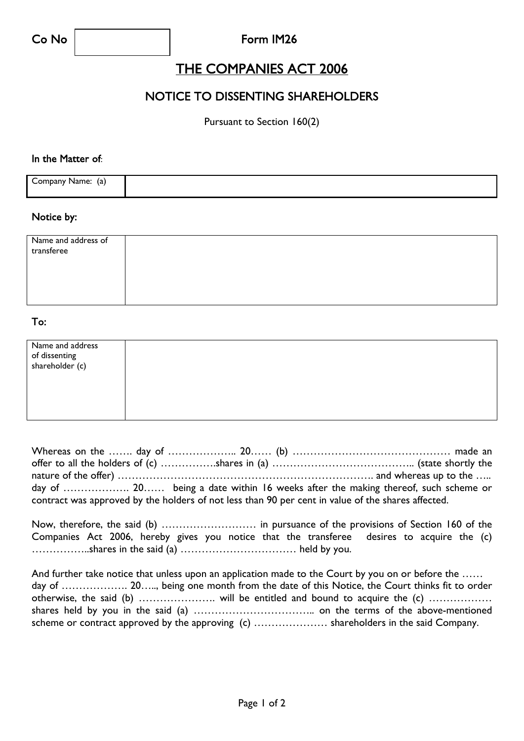| Co No | | Form IM26 |
|---|---|---|

# THE COMPANIES ACT 2006

## NOTICE TO DISSENTING SHAREHOLDERS

Pursuant to Section 160(2)

**In the Matter of**:

| Company Name: (a) | |
|---|---|

**Notice by:**

| Name and address of transferee | |
|---|---|

**To:**

| Name and address of dissenting shareholder (c) | |
|---|---|

Whereas on the ……. day of ……………….. 20…… (b) ……………………………………… made an offer to all the holders of (c) …………….shares in (a) ………………………………….. (state shortly the nature of the offer) ………………………………………………………………. and whereas up to the ….. day of ………………. 20…… being a date within 16 weeks after the making thereof, such scheme or contract was approved by the holders of not less than 90 per cent in value of the shares affected.

Now, therefore, the said (b) ……………………… in pursuance of the provisions of Section 160 of the Companies Act 2006, hereby gives you notice that the transferee desires to acquire the (c) ……………..shares in the said (a) …………………………… held by you.

And further take notice that unless upon an application made to the Court by you on or before the …… day of ………………. 20….., being one month from the date of this Notice, the Court thinks fit to order otherwise, the said (b) …………………. will be entitled and bound to acquire the (c) …………….. shares held by you in the said (a) …………………………….. on the terms of the above-mentioned scheme or contract approved by the approving (c) ………………… shareholders in the said Company.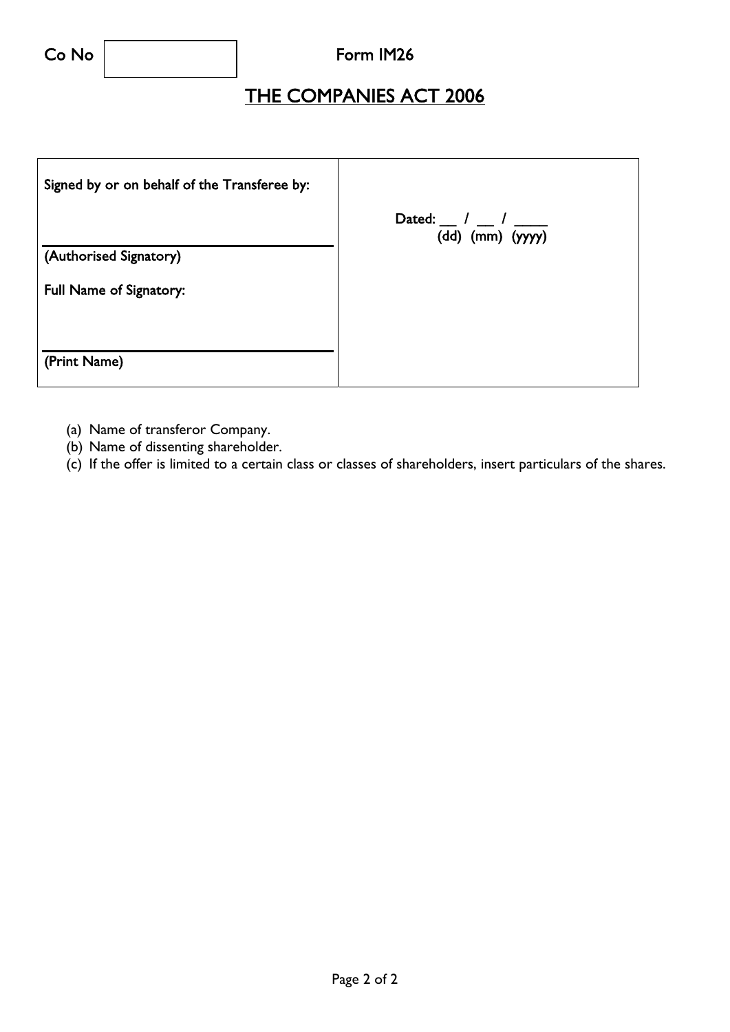Co No | | Form IM26

# THE COMPANIES ACT 2006

| | |
|---|---|
| Signed by or on behalf of the Transferee by:<br><br>______________________<br>(Authorised Signatory)<br><br>Full Name of Signatory:<br><br>______________________<br>(Print Name) | Dated: __ / __ / ____<br>(dd) (mm) (yyyy) |

(a) Name of transferor Company.
(b) Name of dissenting shareholder.
(c) If the offer is limited to a certain class or classes of shareholders, insert particulars of the shares.